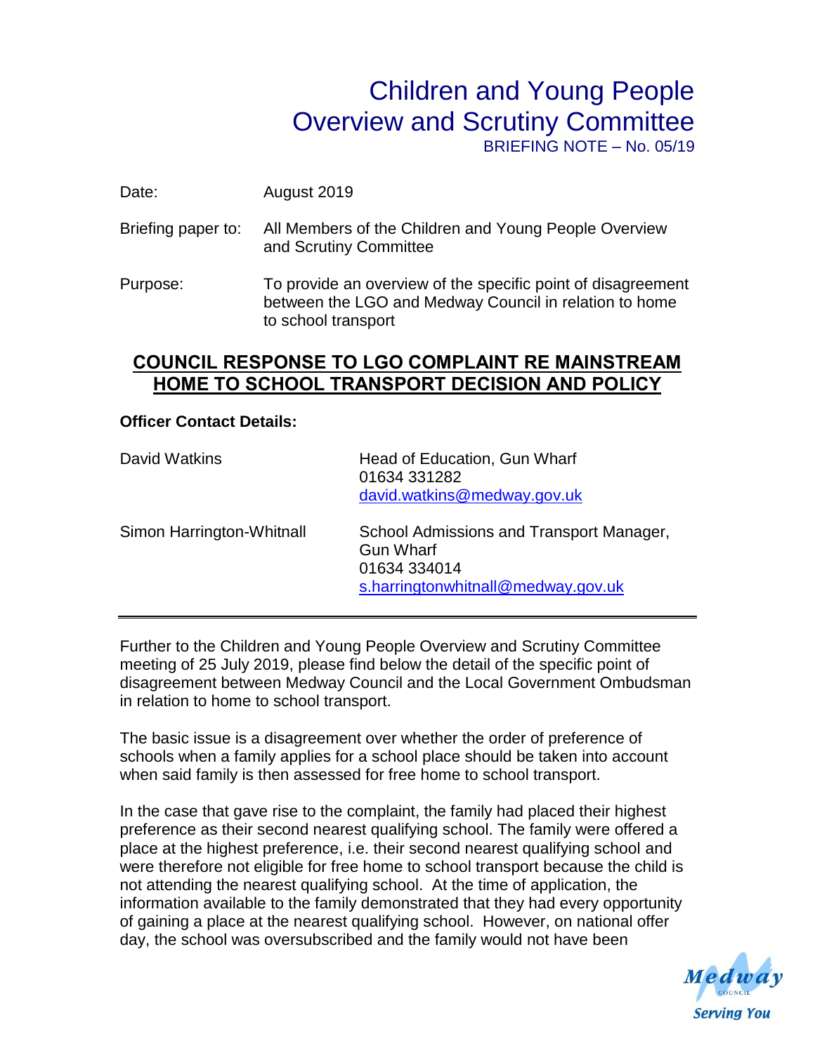# Children and Young People Overview and Scrutiny Committee

BRIEFING NOTE – No. 05/19

Date: August 2019

Briefing paper to: All Members of the Children and Young People Overview and Scrutiny Committee

Purpose: To provide an overview of the specific point of disagreement between the LGO and Medway Council in relation to home to school transport

## COUNCIL RESPONSE TO LGO COMPLAINT RE MAINSTREAM HOME TO SCHOOL TRANSPORT DECISION AND POLICY

**Officer Contact Details:**

| | |
|---|---|
| David Watkins | Head of Education, Gun Wharf<br>01634 331282<br>david.watkins@medway.gov.uk |
| Simon Harrington-Whitnall | School Admissions and Transport Manager, Gun Wharf<br>01634 334014<br>s.harringtonwhitnall@medway.gov.uk |

---

Further to the Children and Young People Overview and Scrutiny Committee meeting of 25 July 2019, please find below the detail of the specific point of disagreement between Medway Council and the Local Government Ombudsman in relation to home to school transport.

The basic issue is a disagreement over whether the order of preference of schools when a family applies for a school place should be taken into account when said family is then assessed for free home to school transport.

In the case that gave rise to the complaint, the family had placed their highest preference as their second nearest qualifying school. The family were offered a place at the highest preference, i.e. their second nearest qualifying school and were therefore not eligible for free home to school transport because the child is not attending the nearest qualifying school. At the time of application, the information available to the family demonstrated that they had every opportunity of gaining a place at the nearest qualifying school. However, on national offer day, the school was oversubscribed and the family would not have been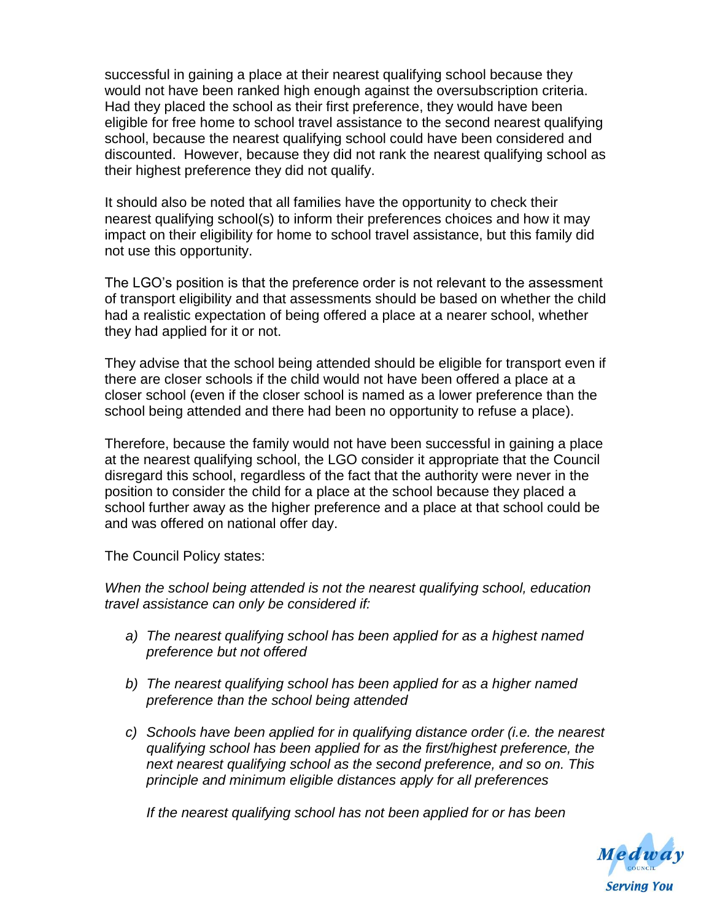successful in gaining a place at their nearest qualifying school because they would not have been ranked high enough against the oversubscription criteria. Had they placed the school as their first preference, they would have been eligible for free home to school travel assistance to the second nearest qualifying school, because the nearest qualifying school could have been considered and discounted. However, because they did not rank the nearest qualifying school as their highest preference they did not qualify.

It should also be noted that all families have the opportunity to check their nearest qualifying school(s) to inform their preferences choices and how it may impact on their eligibility for home to school travel assistance, but this family did not use this opportunity.

The LGO's position is that the preference order is not relevant to the assessment of transport eligibility and that assessments should be based on whether the child had a realistic expectation of being offered a place at a nearer school, whether they had applied for it or not.

They advise that the school being attended should be eligible for transport even if there are closer schools if the child would not have been offered a place at a closer school (even if the closer school is named as a lower preference than the school being attended and there had been no opportunity to refuse a place).

Therefore, because the family would not have been successful in gaining a place at the nearest qualifying school, the LGO consider it appropriate that the Council disregard this school, regardless of the fact that the authority were never in the position to consider the child for a place at the school because they placed a school further away as the higher preference and a place at that school could be and was offered on national offer day.

The Council Policy states:

*When the school being attended is not the nearest qualifying school, education travel assistance can only be considered if:*

a) *The nearest qualifying school has been applied for as a highest named preference but not offered*

b) *The nearest qualifying school has been applied for as a higher named preference than the school being attended*

c) *Schools have been applied for in qualifying distance order (i.e. the nearest qualifying school has been applied for as the first/highest preference, the next nearest qualifying school as the second preference, and so on. This principle and minimum eligible distances apply for all preferences*

   *If the nearest qualifying school has not been applied for or has been*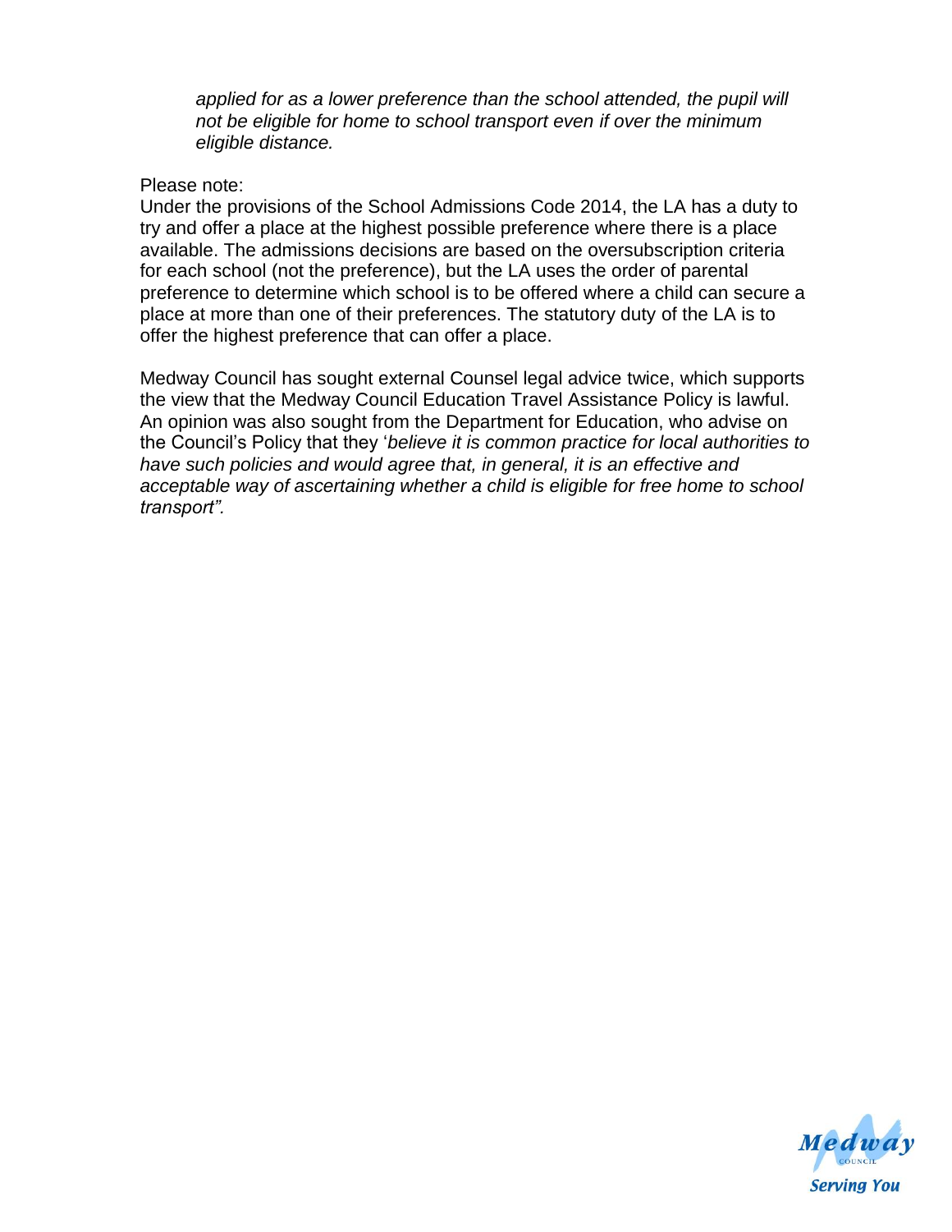*applied for as a lower preference than the school attended, the pupil will not be eligible for home to school transport even if over the minimum eligible distance.*

Please note:
Under the provisions of the School Admissions Code 2014, the LA has a duty to try and offer a place at the highest possible preference where there is a place available. The admissions decisions are based on the oversubscription criteria for each school (not the preference), but the LA uses the order of parental preference to determine which school is to be offered where a child can secure a place at more than one of their preferences. The statutory duty of the LA is to offer the highest preference that can offer a place.

Medway Council has sought external Counsel legal advice twice, which supports the view that the Medway Council Education Travel Assistance Policy is lawful. An opinion was also sought from the Department for Education, who advise on the Council's Policy that they '*believe it is common practice for local authorities to have such policies and would agree that, in general, it is an effective and acceptable way of ascertaining whether a child is eligible for free home to school transport".*